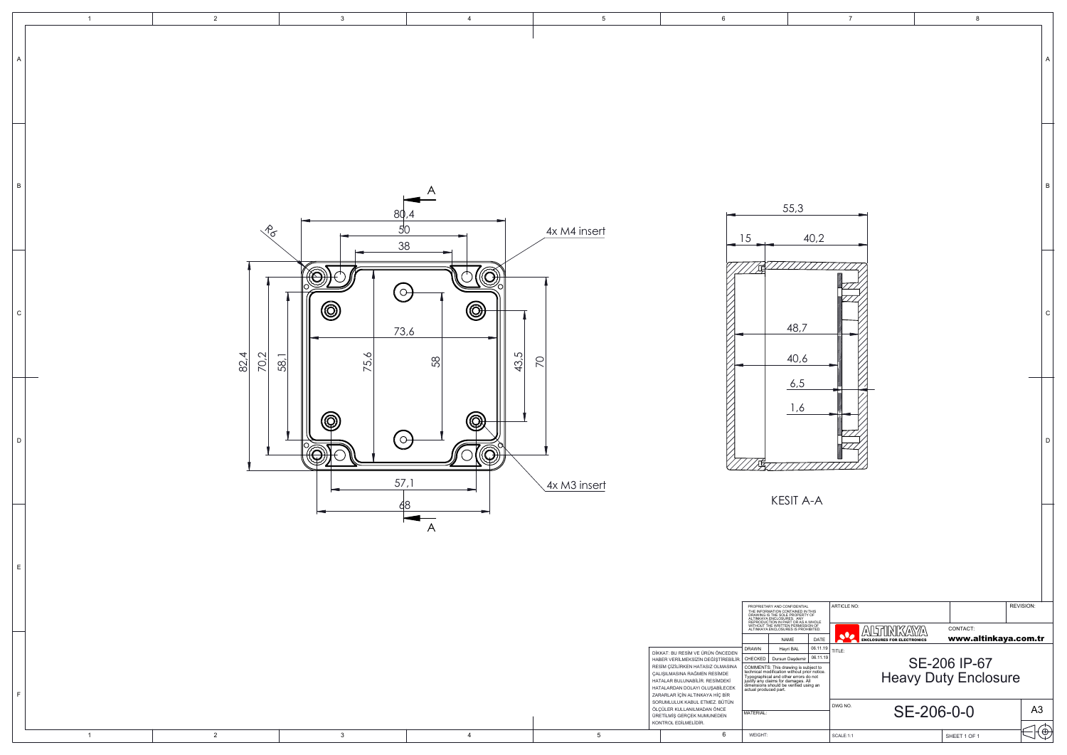80,4
50
38
R6
4x M4 insert
82,4
70,2
58,1
73,6
75,6
58
43,5
70
57,1
68
4x M3 insert
A
A

55,3
15
40,2
48,7
40,6
6,5
1,6

KESIT A-A

PROPRIETARY AND CONFIDENTIAL
THE INFORMATION CONTAINED IN THIS DRAWING IS THE SOLE PROPERTY OF ALTINKAYA ENCLOSURES. ANY REPRODUCTION IN PART OR AS A WHOLE WITHOUT THE WRITTEN PERMISSION OF ALTINKAYA ENCLOSURES IS PROHIBITED.

DİKKAT: BU RESİM VE ÜRÜN ÖNCEDEN HABER VERİLMEKSİZİN DEĞİŞTİREBİLİR. RESİM ÇİZİLİRKEN HATASIZ OLMASINA ÇALIŞILMASINA RAĞMEN RESİMDE HATALAR BULUNABİLİR. RESİMDEKİ HATALARDAN DOLAYI OLUŞABİLECEK ZARARLAR İÇİN ALTINKAYA HİÇ BİR SORUMLULUK KABUL ETMEZ. BÜTÜN ÖLÇÜLER KULLANILMADAN ÖNCE ÜRETİLMİŞ GERÇEK NUMUNEDEN KONTROL EDİLMELİDİR.

| | NAME | DATE |
|---|---|---|
| DRAWN | Hayri BAL | 06.11.19 |
| CHECKED | Dursun Daşdemir | 06.11.19 |

COMMENTS: This drawing is subject to technical modification without prior notice. Typographical and other errors do not justify any claims for damages. All dimensions should be verified using an actual produced part.

MATERIAL:

WEIGHT:

ARTICLE NO:

REVISION:

ALTINKAYA ENCLOSURES FOR ELECTRONICS

CONTACT: www.altinkaya.com.tr

TITLE:

SE-206 IP-67
Heavy Duty Enclosure

DWG NO. SE-206-0-0

A3

SCALE:1:1

SHEET 1 OF 1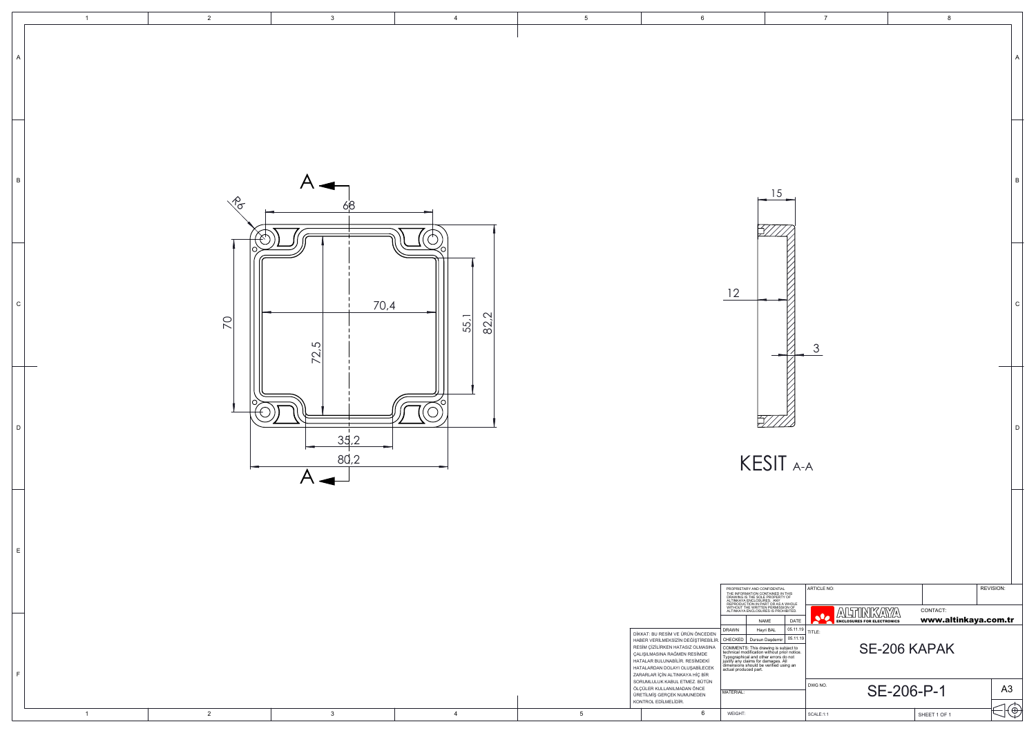A — A

R6

68

70,4

70

72,5

55,1

82,2

35,2

80,2

15

12

3

KESIT A-A

DİKKAT: BU RESİM VE ÜRÜN ÖNCEDEN HABER VERİLMEKSİZİN DEĞİŞTİREBİLİR. RESİM ÇİZİLİRKEN HATASIZ OLMASINA ÇALIŞILMASINA RAĞMEN RESİMDE HATALAR BULUNABİLİR. RESİMDEKİ HATALARDAN DOLAYI OLUŞABİLECEK ZARARLAR İÇİN ALTINKAYA HİÇ BİR SORUMLULUK KABUL ETMEZ. BÜTÜN ÖLÇÜLER KULLANILMADAN ÖNCE ÜRETİLMİŞ GERÇEK NUMUNEDEN KONTROL EDİLMELİDİR.

PROPRIETARY AND CONFIDENTIAL
THE INFORMATION CONTAINED IN THIS DRAWING IS THE SOLE PROPERTY OF ALTINKAYA ENCLOSURES. ANY REPRODUCTION IN PART OR AS A WHOLE WITHOUT THE WRITTEN PERMISSION OF ALTINKAYA ENCLOSURES IS PROHIBITED.

| | NAME | DATE |
|---|---|---|
| DRAWN | Hayri BAL | 05.11.19 |
| CHECKED | Dursun Daşdemir | 05.11.19 |

COMMENTS: This drawing is subject to technical modification without prior notice. Typographical and other errors do not justify any claims for damages. All dimensions should be verified using an actual produced part.

MATERIAL:

WEIGHT:

ARTICLE NO:

REVISION:

ALTINKAYA ENCLOSURES FOR ELECTRONICS

CONTACT: www.altinkaya.com.tr

TITLE: SE-206 KAPAK

DWG NO. SE-206-P-1

A3

SCALE:1:1

SHEET 1 OF 1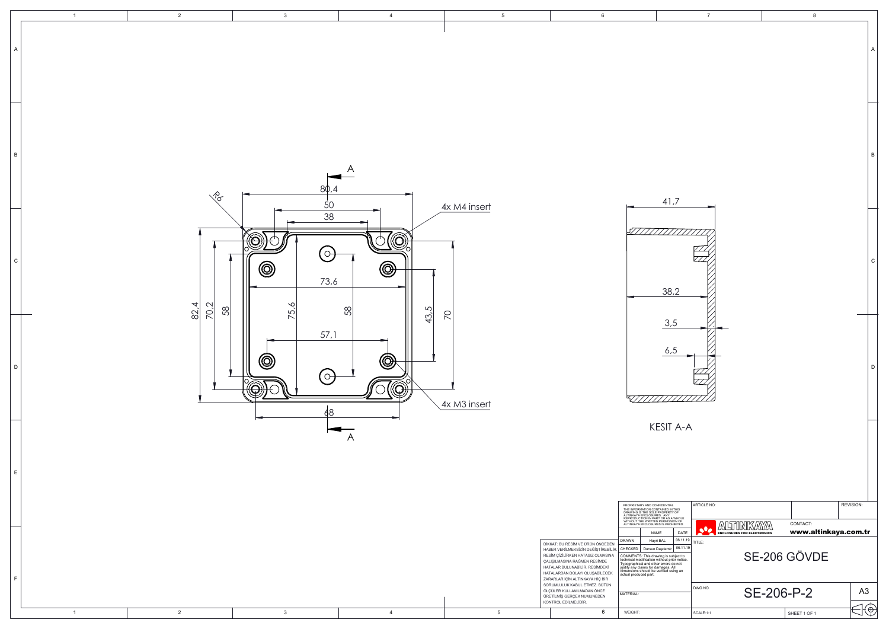A

80,4

50

38

R6

4x M4 insert

73,6

82,4

70,2

58

75,6

58

43,5

70

57,1

4x M3 insert

68

A

41,7

38,2

3,5

6,5

KESIT A-A

PROPRIETARY AND CONFIDENTIAL
THE INFORMATION CONTAINED IN THIS DRAWING IS THE SOLE PROPERTY OF ALTINKAYA ENCLOSURES. ANY REPRODUCTION IN PART OR AS A WHOLE WITHOUT THE WRITTEN PERMISSION OF ALTINKAYA ENCLOSURES IS PROHIBITED.

DİKKAT: BU RESİM VE ÜRÜN ÖNCEDEN HABER VERİLMEKSİZİN DEĞİŞTİREBİLİR. RESİM ÇİZİLİRKEN HATASIZ OLMASINA ÇALIŞILMASINA RAĞMEN RESİMDE HATALAR BULUNABİLİR. RESİMDEKİ HATALARDAN DOLAYI OLUŞABİLECEK ZARARLAR İÇİN ALTINKAYA HİÇ BİR SORUMLULUK KABUL ETMEZ. BÜTÜN ÖLÇÜLER KULLANILMADAN ÖNCE ÜRETİLMİŞ GERÇEK NUMUNEDEN KONTROL EDİLMELİDİR.

| | NAME | DATE |
|---|---|---|
| DRAWN | Hayri BAL | 06.11.19 |
| CHECKED | Dursun Daşdemir | 06.11.19 |

COMMENTS: This drawing is subject to technical modification without prior notice. Typographical and other errors do not justify any claims for damages. All dimensions should be verified using an actual produced part.

MATERIAL:

WEIGHT:

ARTICLE NO:

REVISION:

ALTINKAYA ENCLOSURES FOR ELECTRONICS

CONTACT: www.altinkaya.com.tr

TITLE: SE-206 GÖVDE

DWG NO. SE-206-P-2

A3

SCALE:1:1

SHEET 1 OF 1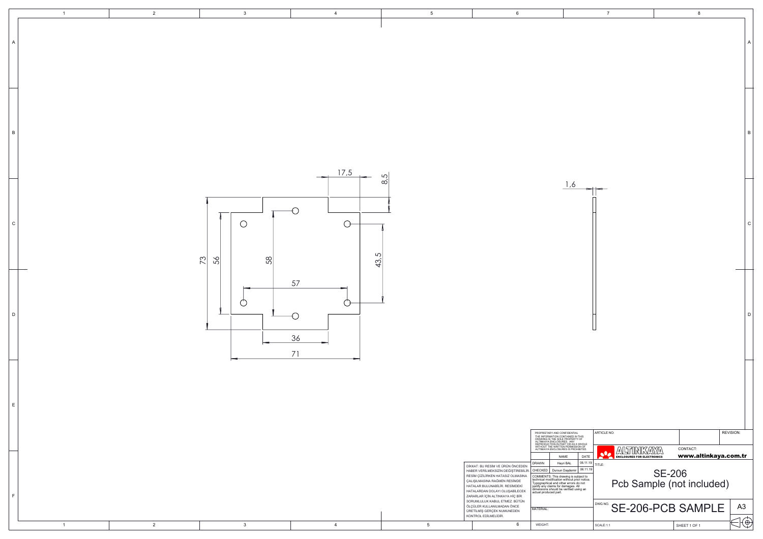17,5

8,5

73

56

58

43,5

57

36

71

1,6

PROPRIETARY AND CONFIDENTIAL
THE INFORMATION CONTAINED IN THIS DRAWING IS THE SOLE PROPERTY OF ALTINKAYA ENCLOSURES. ANY REPRODUCTION IN PART OR AS A WHOLE WITHOUT THE WRITTEN PERMISSION OF ALTINKAYA ENCLOSURES IS PROHIBITED.

DİKKAT: BU RESİM VE ÜRÜN ÖNCEDEN HABER VERİLMEKSİZİN DEĞİŞTİRİLEBİLİR. RESİM ÇİZİLİRKEN HATASIZ OLMASINA ÇALIŞILMASINA RAĞMEN RESİMDE HATALAR BULUNABİLİR. RESİMDEKİ HATALARDAN DOLAYI OLUŞABİLECEK ZARARLAR İÇİN ALTINKAYA HİÇ BİR SORUMLULUK KABUL ETMEZ. BÜTÜN ÖLÇÜLER KULLANILMADAN ÖNCE ÜRETİLMİŞ GERÇEK NUMUNEDEN KONTROL EDİLMELİDİR.

| | NAME | DATE |
|---|---|---|
| DRAWN | Hayri BAL | 06.11.19 |
| CHECKED | Dursun Daşdemir | 06.11.19 |

COMMENTS: This drawing is subject to technical modification without prior notice. Typographical and other errors do not justify any claims for damages. All dimensions should be verified using an actual produced part.

MATERIAL:

WEIGHT:

ARTICLE NO:

REVISION:

ALTINKAYA ENCLOSURES FOR ELECTRONICS

CONTACT: www.altinkaya.com.tr

TITLE:

SE-206
Pcb Sample (not included)

DWG NO. SE-206-PCB SAMPLE

A3

SCALE:1:1

SHEET 1 OF 1